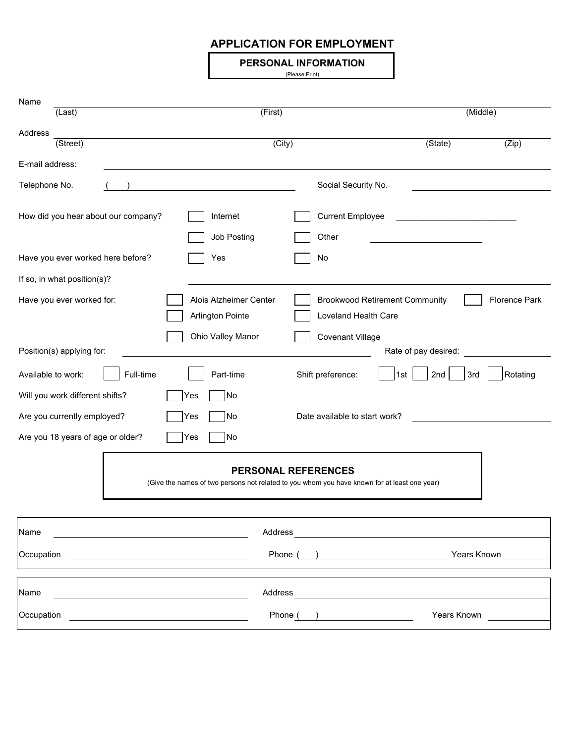# APPLICATION FOR EMPLOYMENT

## PERSONAL INFORMATION

(Please Print)

Name ______________________________________________________________
(Last) (First) (Middle)

Address ______________________________________________________________
(Street) (City) (State) (Zip)

E-mail address: ______________________________________________________________

Telephone No. ( ) ______________________ Social Security No. ______________________

How did you hear about our company?
- ☐ Internet
- ☐ Current Employee ______________________
- ☐ Job Posting
- ☐ Other ______________________

Have you ever worked here before? ☐ Yes ☐ No

If so, in what position(s)? ______________________________________________________________

Have you ever worked for:
- ☐ Alois Alzheimer Center
- ☐ Brookwood Retirement Community
- ☐ Florence Park
- ☐ Arlington Pointe
- ☐ Loveland Health Care
- ☐ Ohio Valley Manor
- ☐ Covenant Village

Position(s) applying for: ______________________ Rate of pay desired: ______________________

Available to work: ☐ Full-time ☐ Part-time Shift preference: ☐ 1st ☐ 2nd ☐ 3rd ☐ Rotating

Will you work different shifts? ☐ Yes ☐ No

Are you currently employed? ☐ Yes ☐ No Date available to start work? ______________________

Are you 18 years of age or older? ☐ Yes ☐ No

## PERSONAL REFERENCES

(Give the names of two persons not related to you whom you have known for at least one year)

Name ______________________ Address ______________________________________

Occupation ______________________ Phone ( ) ______________________ Years Known ________

Name ______________________ Address ______________________________________

Occupation ______________________ Phone ( ) ______________________ Years Known ________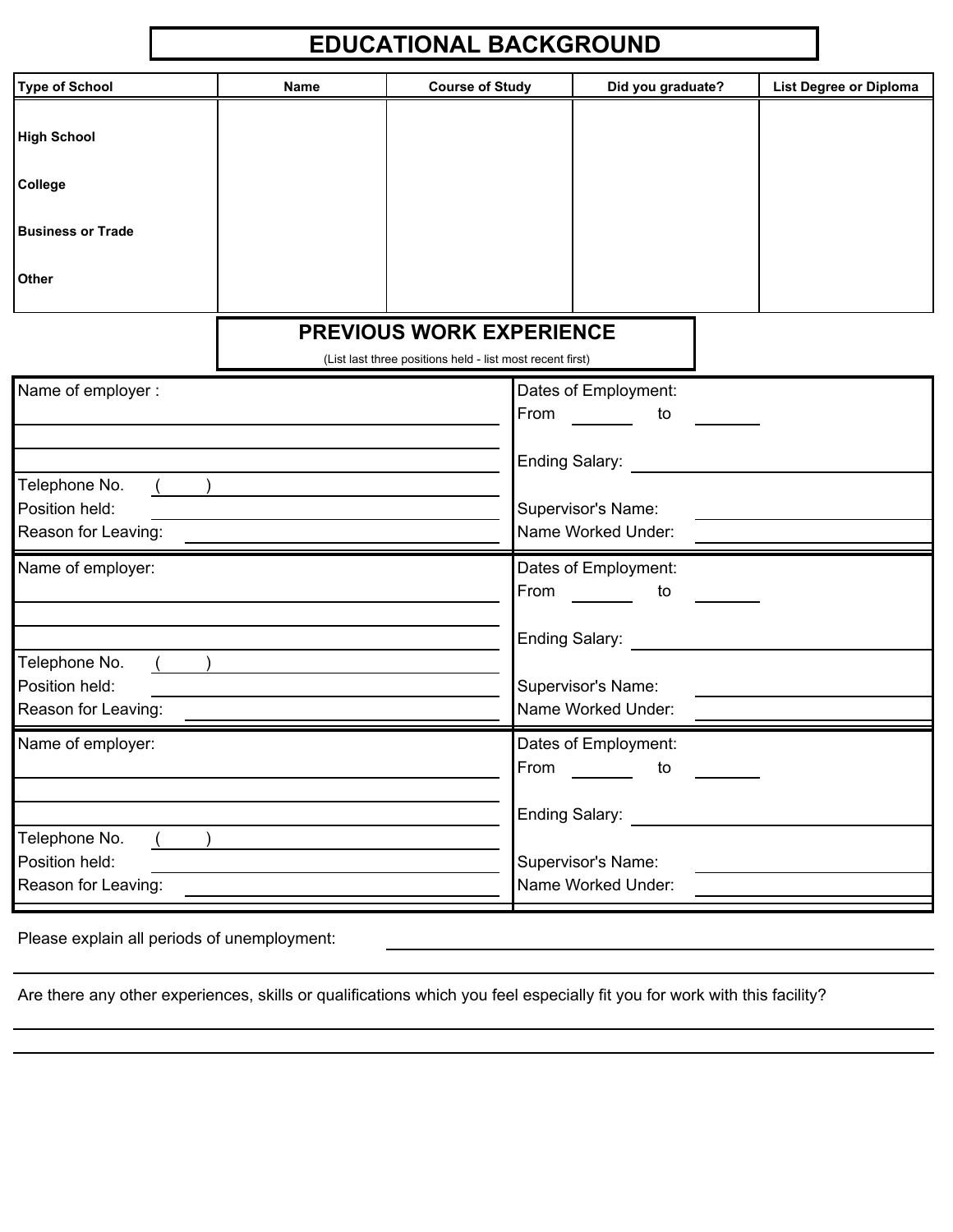# EDUCATIONAL BACKGROUND

| Type of School | Name | Course of Study | Did you graduate? | List Degree or Diploma |
|---|---|---|---|---|
| High School | | | | |
| College | | | | |
| Business or Trade | | | | |
| Other | | | | |

## PREVIOUS WORK EXPERIENCE

(List last three positions held - list most recent first)

| | |
|---|---|
| Name of employer : | Dates of Employment: From ______ to ______ |
| | Ending Salary: ______ |
| Telephone No. ( ) ______ | |
| Position held: ______ | Supervisor's Name: ______ |
| Reason for Leaving: ______ | Name Worked Under: ______ |

| | |
|---|---|
| Name of employer: | Dates of Employment: From ______ to ______ |
| | Ending Salary: ______ |
| Telephone No. ( ) ______ | |
| Position held: ______ | Supervisor's Name: ______ |
| Reason for Leaving: ______ | Name Worked Under: ______ |

| | |
|---|---|
| Name of employer: | Dates of Employment: From ______ to ______ |
| | Ending Salary: ______ |
| Telephone No. ( ) ______ | |
| Position held: ______ | Supervisor's Name: ______ |
| Reason for Leaving: ______ | Name Worked Under: ______ |

Please explain all periods of unemployment: ______

Are there any other experiences, skills or qualifications which you feel especially fit you for work with this facility?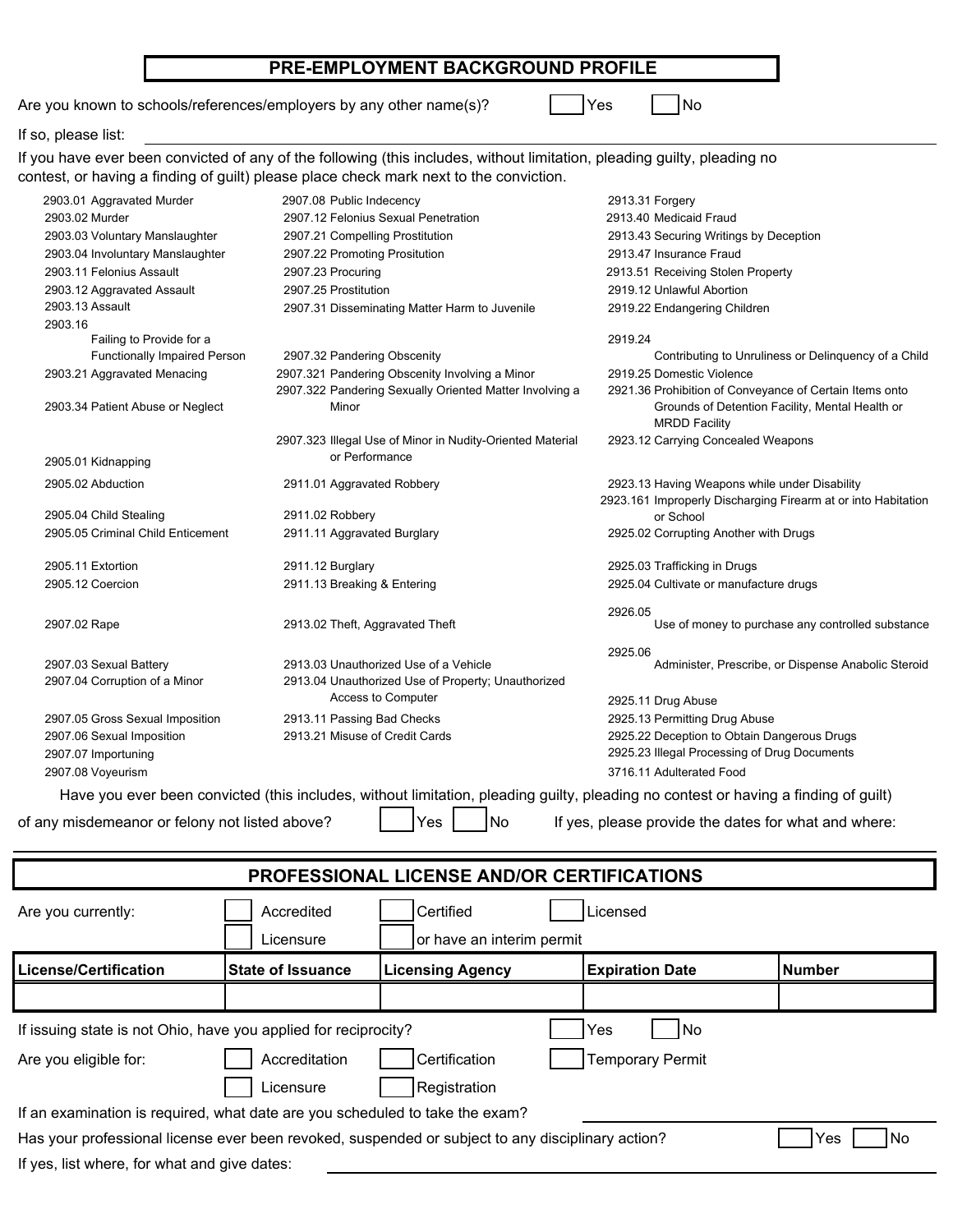## PRE-EMPLOYMENT BACKGROUND PROFILE

Are you known to schools/references/employers by any other name(s)? ☐ Yes ☐ No

If so, please list: \_\_\_\_\_\_\_\_\_\_\_\_\_\_\_\_\_\_\_\_\_\_\_\_\_\_\_\_\_\_\_\_\_\_\_\_\_\_\_\_

If you have ever been convicted of any of the following (this includes, without limitation, pleading guilty, pleading no contest, or having a finding of guilt) please place check mark next to the conviction.

- 2903.01 Aggravated Murder
- 2903.02 Murder
- 2903.03 Voluntary Manslaughter
- 2903.04 Involuntary Manslaughter
- 2903.11 Felonius Assault
- 2903.12 Aggravated Assault
- 2903.13 Assault
- 2903.16 Failing to Provide for a Functionally Impaired Person
- 2903.21 Aggravated Menacing
- 2903.34 Patient Abuse or Neglect
- 2905.01 Kidnapping
- 2905.02 Abduction
- 2905.04 Child Stealing
- 2905.05 Criminal Child Enticement
- 2905.11 Extortion
- 2905.12 Coercion
- 2907.02 Rape
- 2907.03 Sexual Battery
- 2907.04 Corruption of a Minor
- 2907.05 Gross Sexual Imposition
- 2907.06 Sexual Imposition
- 2907.07 Importuning
- 2907.08 Voyeurism
- 2907.08 Public Indecency
- 2907.12 Felonius Sexual Penetration
- 2907.21 Compelling Prositution
- 2907.22 Promoting Prositution
- 2907.23 Procuring
- 2907.25 Prostitution
- 2907.31 Disseminating Matter Harm to Juvenile
- 2907.32 Pandering Obscenity
- 2907.321 Pandering Obscenity Involving a Minor
- 2907.322 Pandering Sexually Oriented Matter Involving a Minor
- 2907.323 Illegal Use of Minor in Nudity-Oriented Material or Performance
- 2911.01 Aggravated Robbery
- 2911.02 Robbery
- 2911.11 Aggravated Burglary
- 2911.12 Burglary
- 2911.13 Breaking & Entering
- 2913.02 Theft, Aggravated Theft
- 2913.03 Unauthorized Use of a Vehicle
- 2913.04 Unauthorized Use of Property; Unauthorized Access to Computer
- 2913.11 Passing Bad Checks
- 2913.21 Misuse of Credit Cards
- 2913.31 Forgery
- 2913.40 Medicaid Fraud
- 2913.43 Securing Writings by Deception
- 2913.47 Insurance Fraud
- 2913.51 Receiving Stolen Property
- 2919.12 Unlawful Abortion
- 2919.22 Endangering Children
- 2919.24 Contributing to Unruliness or Delinquency of a Child
- 2919.25 Domestic Violence
- 2921.36 Prohibition of Conveyance of Certain Items onto Grounds of Detention Facility, Mental Health or MRDD Facility
- 2923.12 Carrying Concealed Weapons
- 2923.13 Having Weapons while under Disability
- 2923.161 Improperly Discharging Firearm at or into Habitation or School
- 2925.02 Corrupting Another with Drugs
- 2925.03 Trafficking in Drugs
- 2925.04 Cultivate or manufacture drugs
- 2926.05 Use of money to purchase any controlled substance
- 2925.06 Administer, Prescribe, or Dispense Anabolic Steroid
- 2925.11 Drug Abuse
- 2925.13 Permitting Drug Abuse
- 2925.22 Deception to Obtain Dangerous Drugs
- 2925.23 Illegal Processing of Drug Documents
- 3716.11 Adulterated Food

Have you ever been convicted (this includes, without limitation, pleading guilty, pleading no contest or having a finding of guilt) of any misdemeanor or felony not listed above? ☐ Yes ☐ No If yes, please provide the dates for what and where:

## PROFESSIONAL LICENSE AND/OR CERTIFICATIONS

Are you currently: ☐ Accredited ☐ Certified ☐ Licensed ☐ Licensure ☐ or have an interim permit

| License/Certification | State of Issuance | Licensing Agency | Expiration Date | Number |
|---|---|---|---|---|
| | | | | |

If issuing state is not Ohio, have you applied for reciprocity? ☐ Yes ☐ No

Are you eligible for: ☐ Accreditation ☐ Certification ☐ Temporary Permit ☐ Licensure ☐ Registration

If an examination is required, what date are you scheduled to take the exam? \_\_\_\_\_\_\_\_\_\_\_\_\_\_\_\_

Has your professional license ever been revoked, suspended or subject to any disciplinary action? ☐ Yes ☐ No

If yes, list where, for what and give dates: \_\_\_\_\_\_\_\_\_\_\_\_\_\_\_\_\_\_\_\_\_\_\_\_\_\_\_\_\_\_\_\_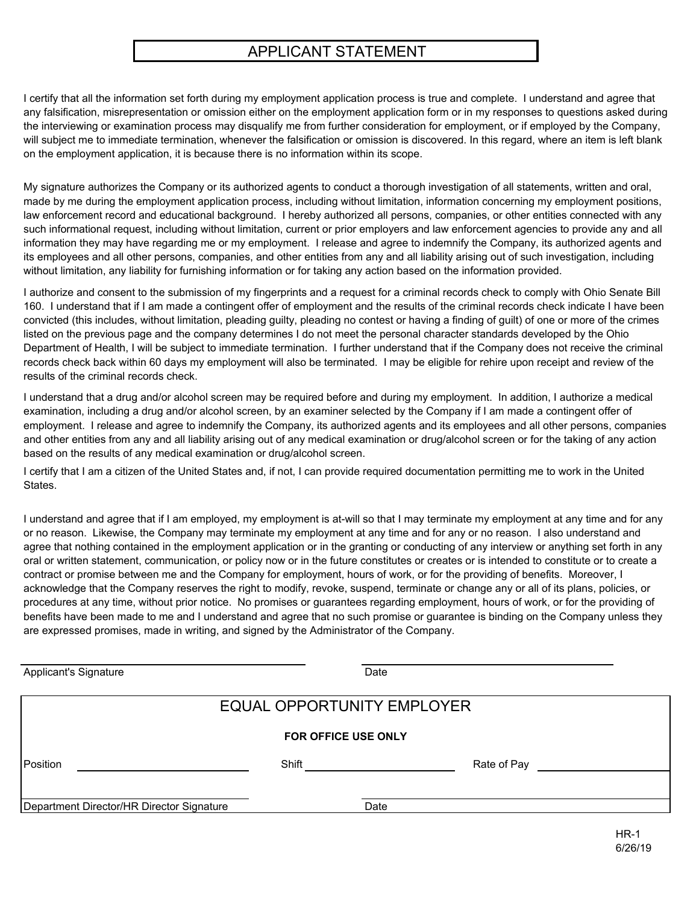# APPLICANT STATEMENT

I certify that all the information set forth during my employment application process is true and complete. I understand and agree that any falsification, misrepresentation or omission either on the employment application form or in my responses to questions asked during the interviewing or examination process may disqualify me from further consideration for employment, or if employed by the Company, will subject me to immediate termination, whenever the falsification or omission is discovered. In this regard, where an item is left blank on the employment application, it is because there is no information within its scope.

My signature authorizes the Company or its authorized agents to conduct a thorough investigation of all statements, written and oral, made by me during the employment application process, including without limitation, information concerning my employment positions, law enforcement record and educational background. I hereby authorized all persons, companies, or other entities connected with any such informational request, including without limitation, current or prior employers and law enforcement agencies to provide any and all information they may have regarding me or my employment. I release and agree to indemnify the Company, its authorized agents and its employees and all other persons, companies, and other entities from any and all liability arising out of such investigation, including without limitation, any liability for furnishing information or for taking any action based on the information provided.

I authorize and consent to the submission of my fingerprints and a request for a criminal records check to comply with Ohio Senate Bill 160. I understand that if I am made a contingent offer of employment and the results of the criminal records check indicate I have been convicted (this includes, without limitation, pleading guilty, pleading no contest or having a finding of guilt) of one or more of the crimes listed on the previous page and the company determines I do not meet the personal character standards developed by the Ohio Department of Health, I will be subject to immediate termination. I further understand that if the Company does not receive the criminal records check back within 60 days my employment will also be terminated. I may be eligible for rehire upon receipt and review of the results of the criminal records check.

I understand that a drug and/or alcohol screen may be required before and during my employment. In addition, I authorize a medical examination, including a drug and/or alcohol screen, by an examiner selected by the Company if I am made a contingent offer of employment. I release and agree to indemnify the Company, its authorized agents and its employees and all other persons, companies and other entities from any and all liability arising out of any medical examination or drug/alcohol screen or for the taking of any action based on the results of any medical examination or drug/alcohol screen.

I certify that I am a citizen of the United States and, if not, I can provide required documentation permitting me to work in the United States.

I understand and agree that if I am employed, my employment is at-will so that I may terminate my employment at any time and for any or no reason. Likewise, the Company may terminate my employment at any time and for any or no reason. I also understand and agree that nothing contained in the employment application or in the granting or conducting of any interview or anything set forth in any oral or written statement, communication, or policy now or in the future constitutes or creates or is intended to constitute or to create a contract or promise between me and the Company for employment, hours of work, or for the providing of benefits. Moreover, I acknowledge that the Company reserves the right to modify, revoke, suspend, terminate or change any or all of its plans, policies, or procedures at any time, without prior notice. No promises or guarantees regarding employment, hours of work, or for the providing of benefits have been made to me and I understand and agree that no such promise or guarantee is binding on the Company unless they are expressed promises, made in writing, and signed by the Administrator of the Company.

Applicant's Signature ______________________ Date ______________________

## EQUAL OPPORTUNITY EMPLOYER

**FOR OFFICE USE ONLY**

Position ______________ Shift ______________ Rate of Pay ______________

Department Director/HR Director Signature ______________ Date ______________

HR-1
6/26/19